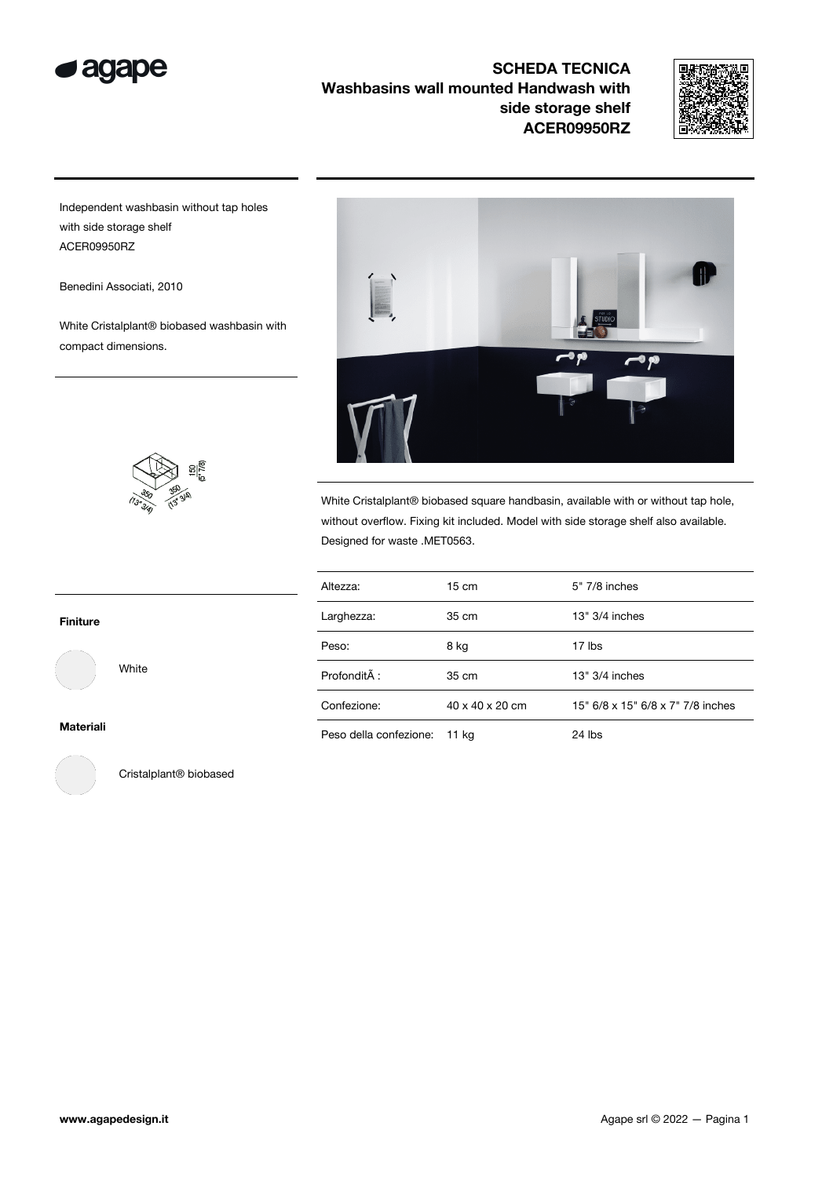# SCHEDA TECNICA

## Washbasins wall mounted Handwash with side storage shelf ACER09950RZ

Independent washbasin without tap holes with side storage shelf
ACER09950RZ

Benedini Associati, 2010

White Cristalplant® biobased washbasin with compact dimensions.

350 (13" 3/4) 350 (13" 3/4) 150 (5" 7/8)

White Cristalplant® biobased square handbasin, available with or without tap hole, without overflow. Fixing kit included. Model with side storage shelf also available. Designed for waste .MET0563.

| Altezza: | 15 cm | 5" 7/8 inches |
|---|---|---|
| Larghezza: | 35 cm | 13" 3/4 inches |
| Peso: | 8 kg | 17 lbs |
| ProfonditÃ : | 35 cm | 13" 3/4 inches |
| Confezione: | 40 x 40 x 20 cm | 15" 6/8 x 15" 6/8 x 7" 7/8 inches |
| Peso della confezione: | 11 kg | 24 lbs |

**Finiture**

White

**Materiali**

Cristalplant® biobased

www.agapedesign.it

Agape srl © 2022 — Pagina 1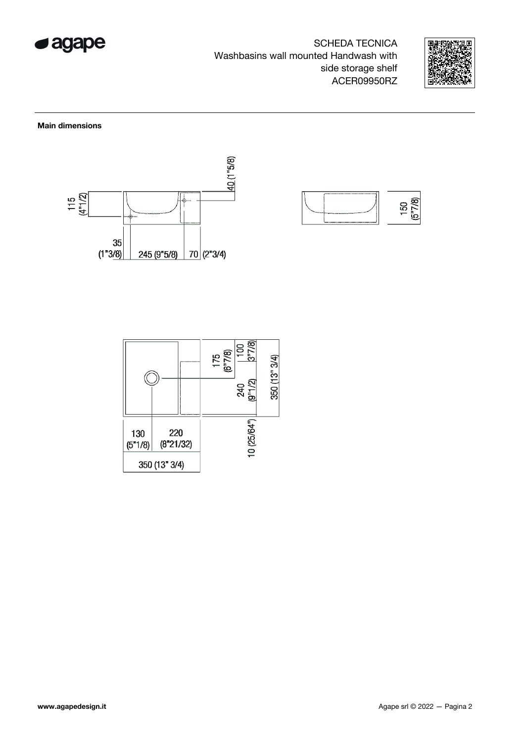# SCHEDA TECNICA

Washbasins wall mounted Handwash with side storage shelf

ACER09950RZ

**Main dimensions**

115 (4"1/2)

40 (1"5/8)

35 (1"3/8)

245 (9"5/8)

70 (2"3/4)

150 (5"7/8)

175 (6"7/8)

100 (3"7/8)

240 (9"1/2)

350 (13" 3/4)

10 (25/64")

130 (5"1/8)

220 (8"21/32)

350 (13" 3/4)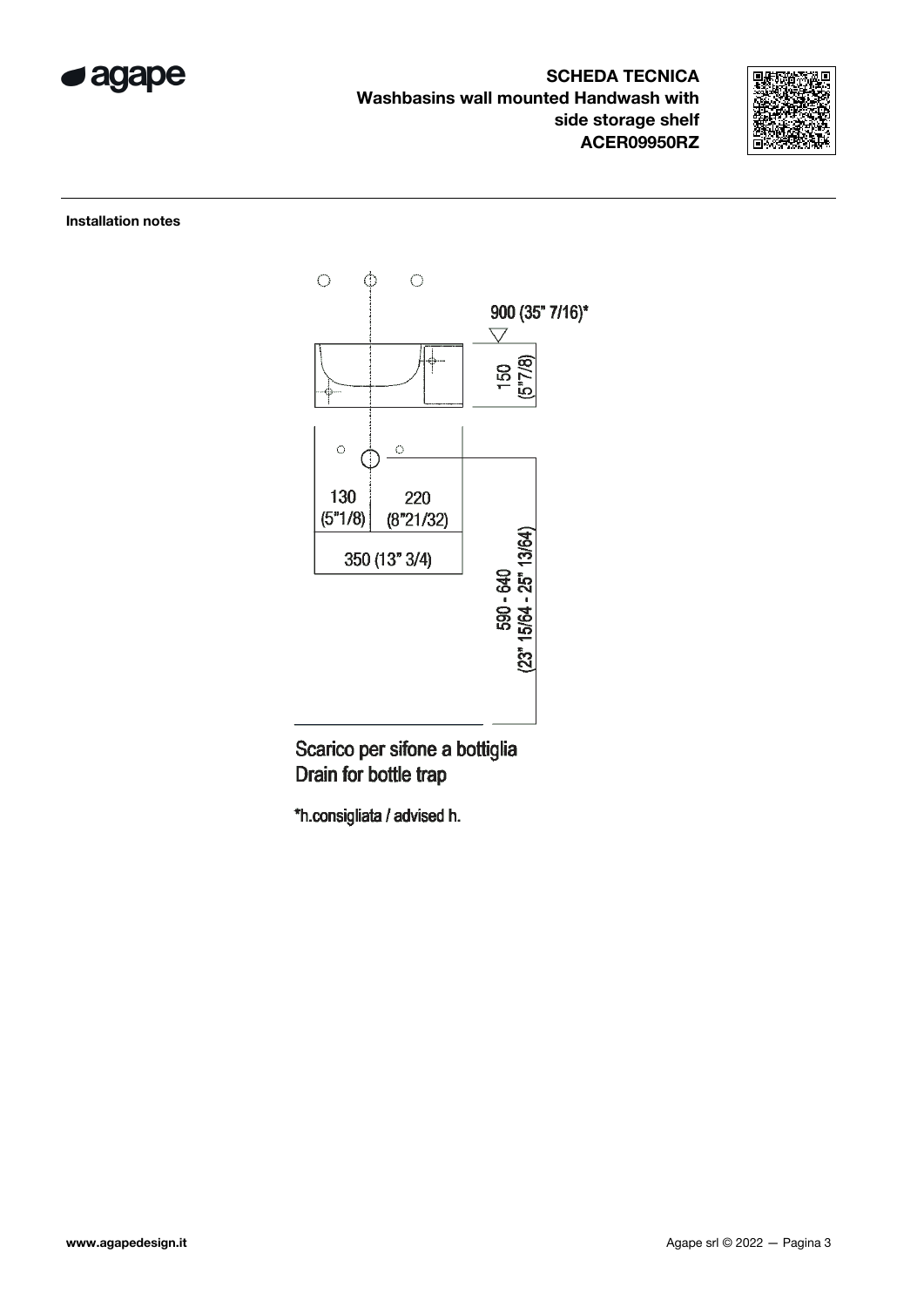**SCHEDA TECNICA**
**Washbasins wall mounted Handwash with side storage shelf**
**ACER09950RZ**

**Installation notes**

900 (35" 7/16)*

150 (5"7/8)

130 (5"1/8)

220 (8"21/32)

350 (13" 3/4)

590 - 640 (23" 15/64 - 25" 13/64)

Scarico per sifone a bottiglia
Drain for bottle trap

*h.consigliata / advised h.

www.agapedesign.it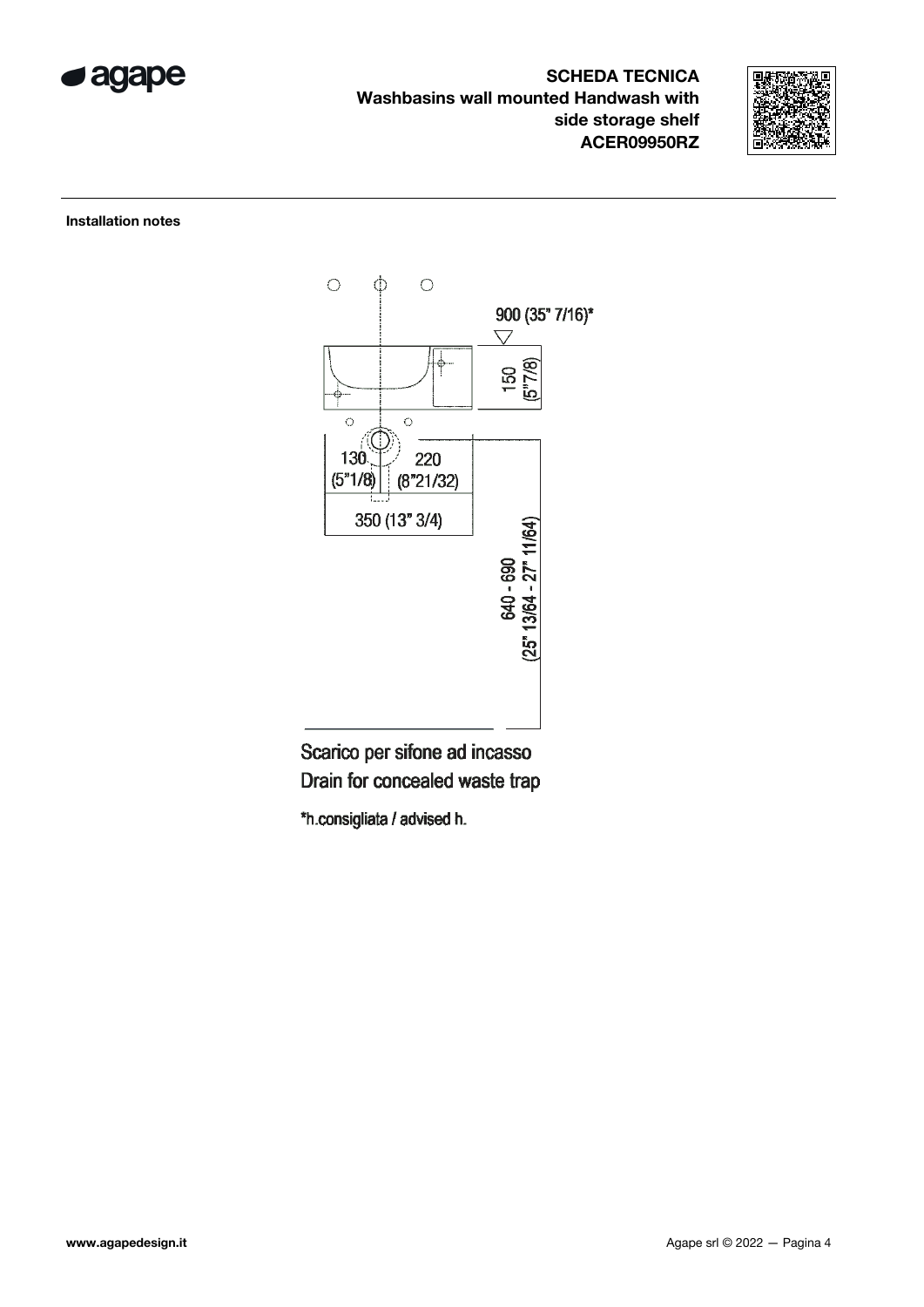**SCHEDA TECNICA**
**Washbasins wall mounted Handwash with side storage shelf**
**ACER09950RZ**

**Installation notes**

900 (35" 7/16)*

150 (5"7/8)

130 (5"1/8)

220 (8"21/32)

350 (13" 3/4)

640 - 690 (25" 13/64 - 27" 11/64)

Scarico per sifone ad incasso
Drain for concealed waste trap

*h.consigliata / advised h.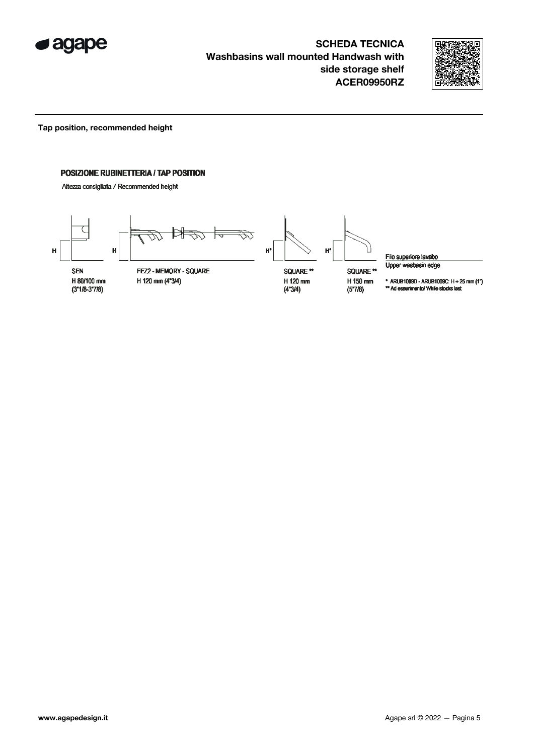Tap position, recommended height

**POSIZIONE RUBINETTERIA / TAP POSITION**

Altezza consigliata / Recommended height

H

H

H*

H*

SEN
H 80/100 mm
(3"1/8-3"7/8)

FEZ2 - MEMORY - SQUARE
H 120 mm (4"3/4)

SQUARE **
H 120 mm
(4"3/4)

SQUARE **
H 150 mm
(5"7/8)

Filo superiore lavabo
Upper wasbasin edge

* ARUB1009D - ARUB1009C: H + 25 mm (1")
** Ad esaurimento/ While stocks last